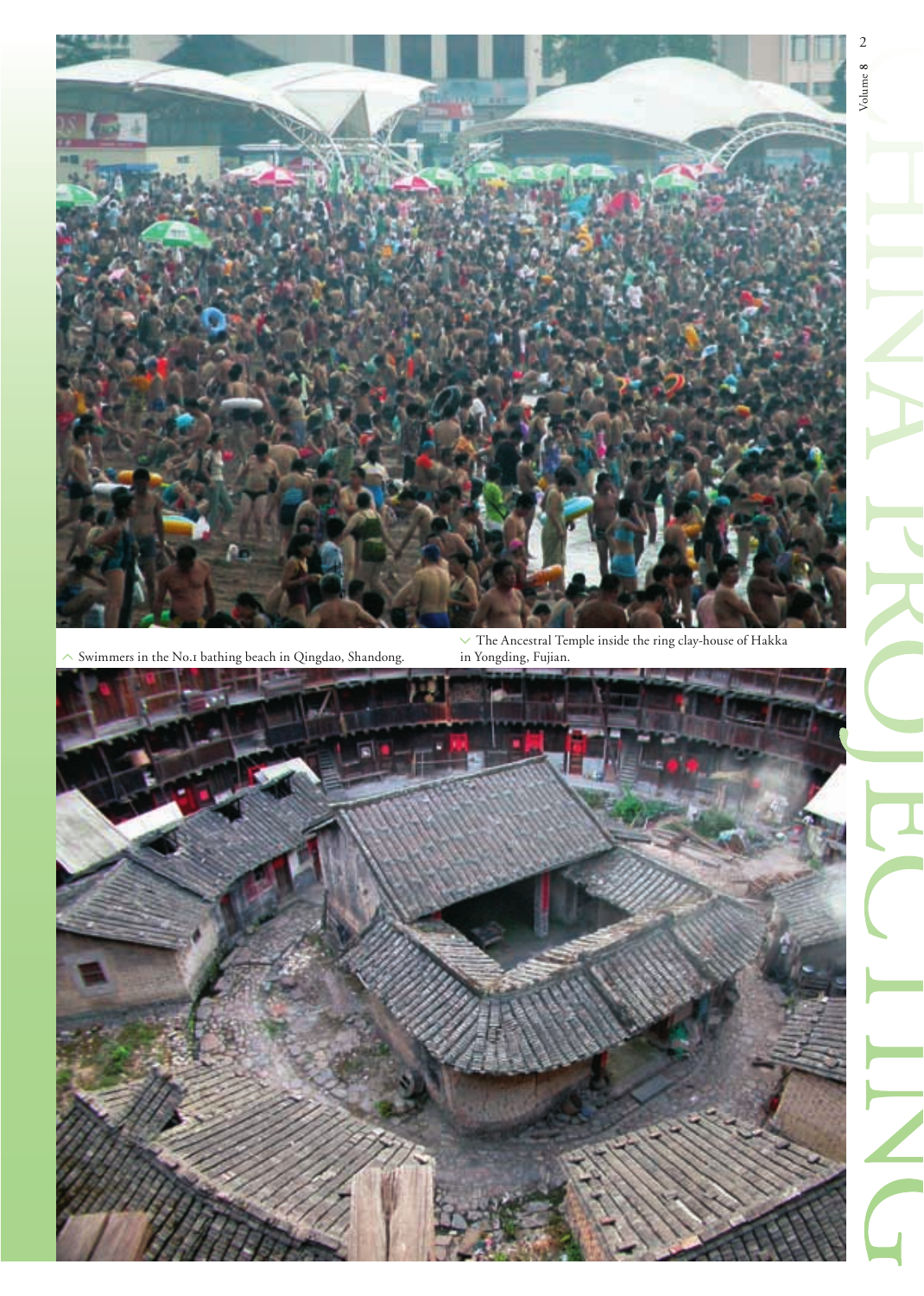Swimmers in the No.1 bathing beach in Qingdao, Shandong.

The Ancestral Temple inside the ring clay-house of Hakka in Yongding, Fujian.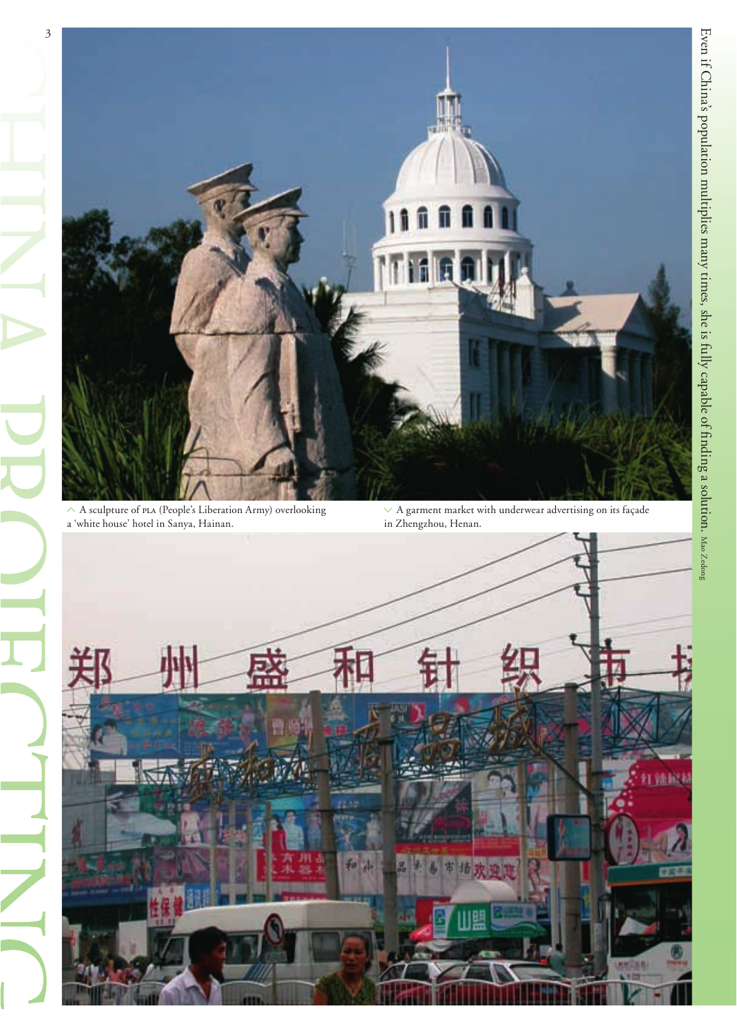^ A sculpture of PLA (People's Liberation Army) overlooking a 'white house' hotel in Sanya, Hainan.

v A garment market with underwear advertising on its façade in Zhengzhou, Henan.

Even if China's population multiplies many times, she is fully capable of finding a solution. Mao Zedong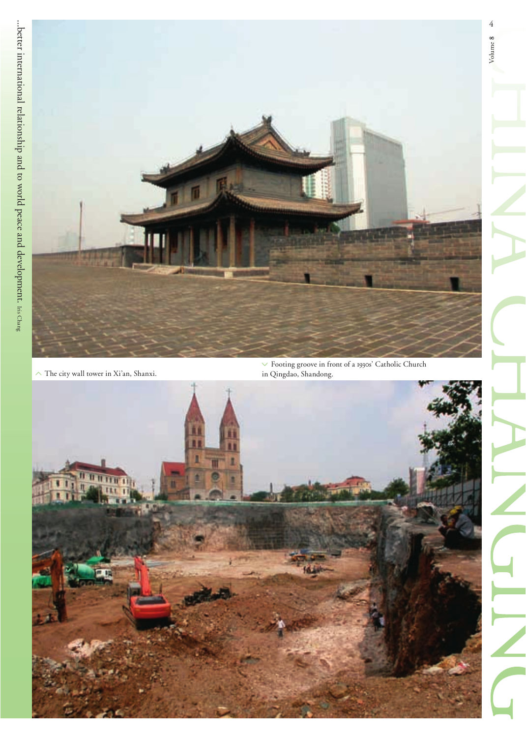...better international relationship and to world peace and development. Iris Chang

^ The city wall tower in Xi'an, Shanxi.

v Footing groove in front of a 1930s' Catholic Church in Qingdao, Shandong.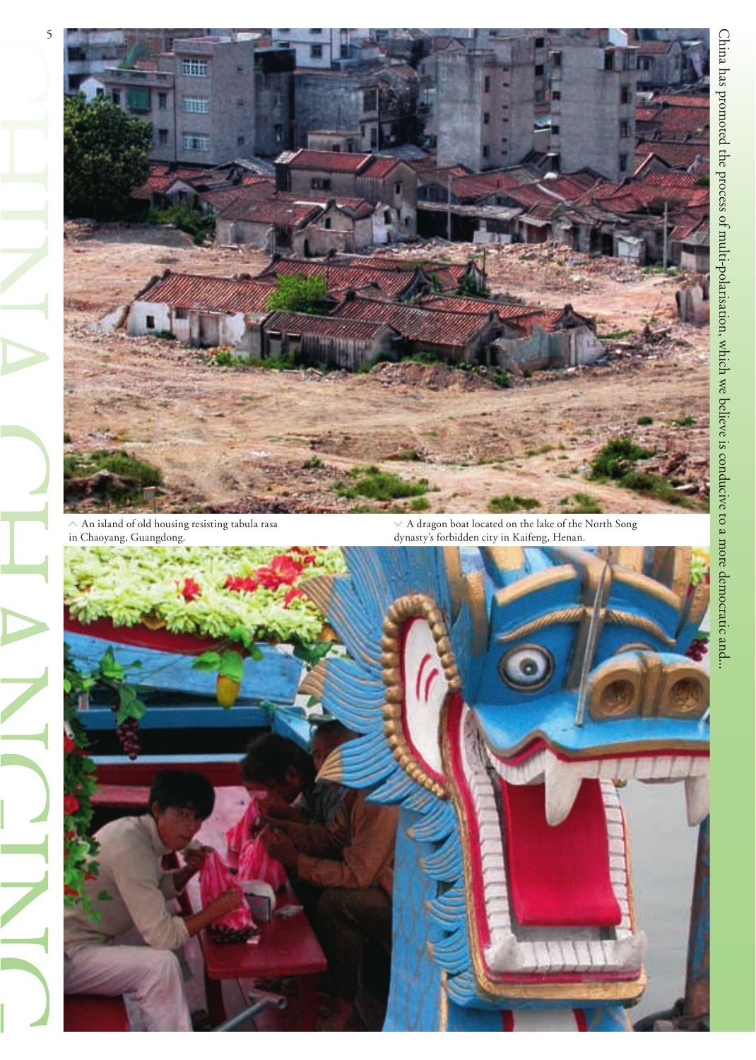An island of old housing resisting tabula rasa in Chaoyang, Guangdong.

A dragon boat located on the lake of the North Song dynasty's forbidden city in Kaifeng, Henan.

China has promoted the process of multi-polarisation, which we believe is conducive to a more democratic and...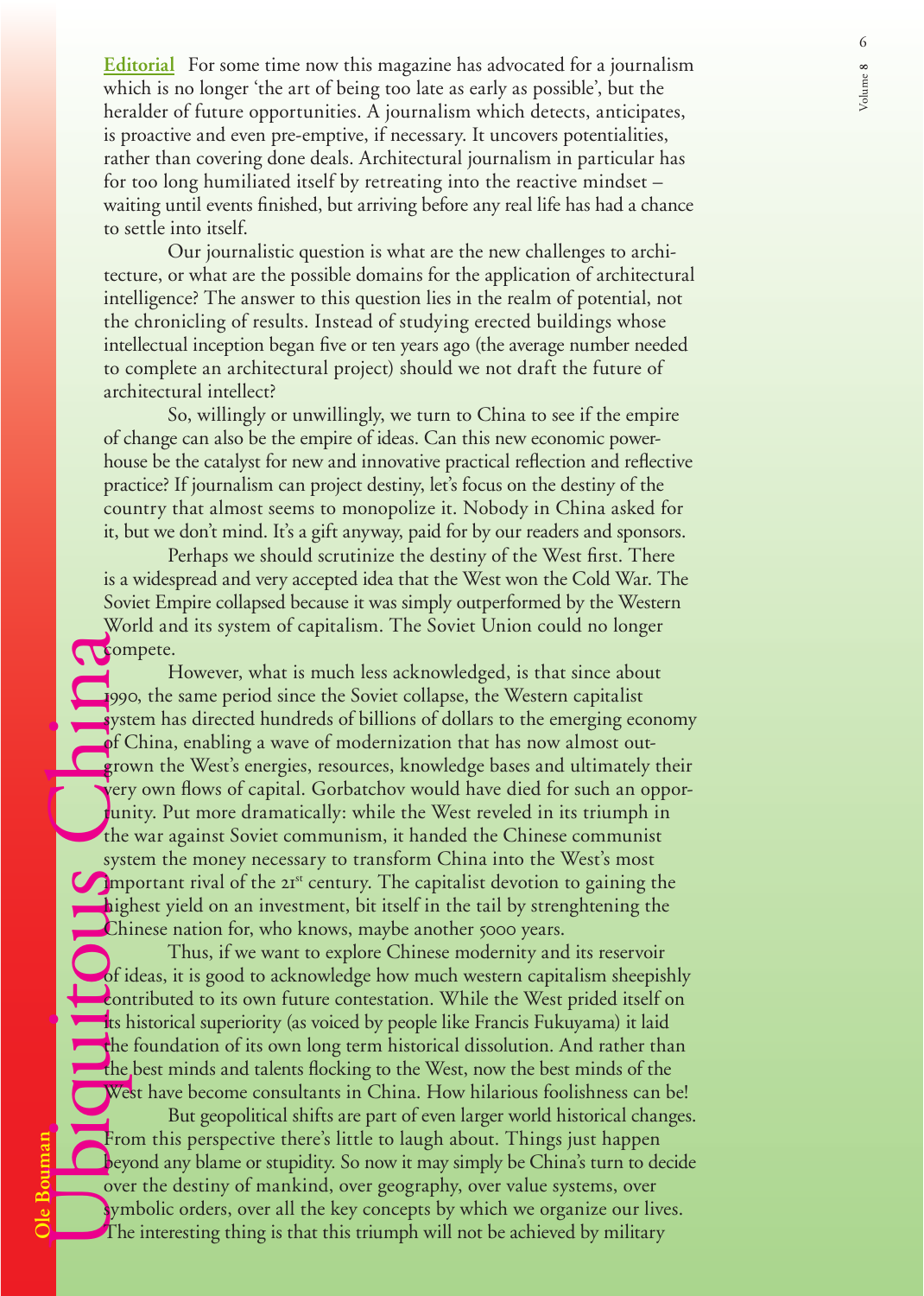# Ubiquitous China

**Ole Bouman**

**Editorial** For some time now this magazine has advocated for a journalism which is no longer 'the art of being too late as early as possible', but the heralder of future opportunities. A journalism which detects, anticipates, is proactive and even pre-emptive, if necessary. It uncovers potentialities, rather than covering done deals. Architectural journalism in particular has for too long humiliated itself by retreating into the reactive mindset – waiting until events finished, but arriving before any real life has had a chance to settle into itself.

Our journalistic question is what are the new challenges to architecture, or what are the possible domains for the application of architectural intelligence? The answer to this question lies in the realm of potential, not the chronicling of results. Instead of studying erected buildings whose intellectual inception began five or ten years ago (the average number needed to complete an architectural project) should we not draft the future of architectural intellect?

So, willingly or unwillingly, we turn to China to see if the empire of change can also be the empire of ideas. Can this new economic powerhouse be the catalyst for new and innovative practical reflection and reflective practice? If journalism can project destiny, let's focus on the destiny of the country that almost seems to monopolize it. Nobody in China asked for it, but we don't mind. It's a gift anyway, paid for by our readers and sponsors.

Perhaps we should scrutinize the destiny of the West first. There is a widespread and very accepted idea that the West won the Cold War. The Soviet Empire collapsed because it was simply outperformed by the Western World and its system of capitalism. The Soviet Union could no longer compete.

However, what is much less acknowledged, is that since about 1990, the same period since the Soviet collapse, the Western capitalist system has directed hundreds of billions of dollars to the emerging economy of China, enabling a wave of modernization that has now almost outgrown the West's energies, resources, knowledge bases and ultimately their very own flows of capital. Gorbatchov would have died for such an opportunity. Put more dramatically: while the West reveled in its triumph in the war against Soviet communism, it handed the Chinese communist system the money necessary to transform China into the West's most important rival of the 21st century. The capitalist devotion to gaining the highest yield on an investment, bit itself in the tail by strenghtening the Chinese nation for, who knows, maybe another 5000 years.

Thus, if we want to explore Chinese modernity and its reservoir of ideas, it is good to acknowledge how much western capitalism sheepishly contributed to its own future contestation. While the West prided itself on its historical superiority (as voiced by people like Francis Fukuyama) it laid the foundation of its own long term historical dissolution. And rather than the best minds and talents flocking to the West, now the best minds of the West have become consultants in China. How hilarious foolishness can be!

But geopolitical shifts are part of even larger world historical changes. From this perspective there's little to laugh about. Things just happen beyond any blame or stupidity. So now it may simply be China's turn to decide over the destiny of mankind, over geography, over value systems, over symbolic orders, over all the key concepts by which we organize our lives. The interesting thing is that this triumph will not be achieved by military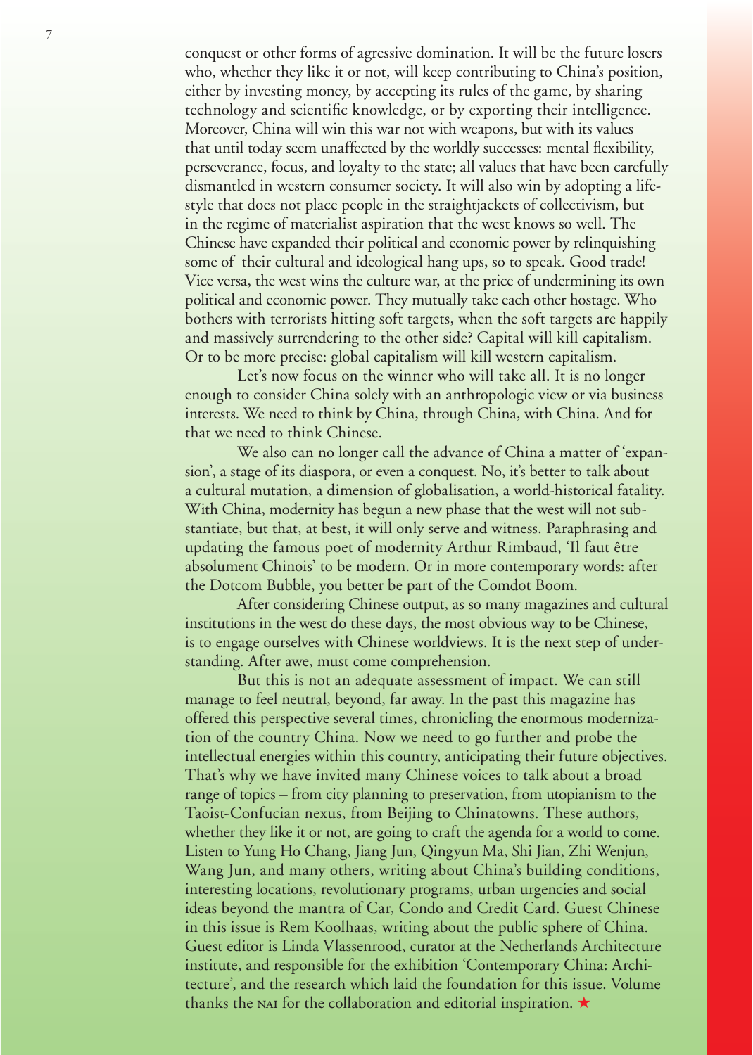conquest or other forms of agressive domination. It will be the future losers who, whether they like it or not, will keep contributing to China's position, either by investing money, by accepting its rules of the game, by sharing technology and scientific knowledge, or by exporting their intelligence. Moreover, China will win this war not with weapons, but with its values that until today seem unaffected by the worldly successes: mental flexibility, perseverance, focus, and loyalty to the state; all values that have been carefully dismantled in western consumer society. It will also win by adopting a lifestyle that does not place people in the straightjackets of collectivism, but in the regime of materialist aspiration that the west knows so well. The Chinese have expanded their political and economic power by relinquishing some of their cultural and ideological hang ups, so to speak. Good trade! Vice versa, the west wins the culture war, at the price of undermining its own political and economic power. They mutually take each other hostage. Who bothers with terrorists hitting soft targets, when the soft targets are happily and massively surrendering to the other side? Capital will kill capitalism. Or to be more precise: global capitalism will kill western capitalism.

Let's now focus on the winner who will take all. It is no longer enough to consider China solely with an anthropologic view or via business interests. We need to think by China, through China, with China. And for that we need to think Chinese.

We also can no longer call the advance of China a matter of 'expansion', a stage of its diaspora, or even a conquest. No, it's better to talk about a cultural mutation, a dimension of globalisation, a world-historical fatality. With China, modernity has begun a new phase that the west will not substantiate, but that, at best, it will only serve and witness. Paraphrasing and updating the famous poet of modernity Arthur Rimbaud, 'Il faut être absolument Chinois' to be modern. Or in more contemporary words: after the Dotcom Bubble, you better be part of the Comdot Boom.

After considering Chinese output, as so many magazines and cultural institutions in the west do these days, the most obvious way to be Chinese, is to engage ourselves with Chinese worldviews. It is the next step of understanding. After awe, must come comprehension.

But this is not an adequate assessment of impact. We can still manage to feel neutral, beyond, far away. In the past this magazine has offered this perspective several times, chronicling the enormous modernization of the country China. Now we need to go further and probe the intellectual energies within this country, anticipating their future objectives. That's why we have invited many Chinese voices to talk about a broad range of topics – from city planning to preservation, from utopianism to the Taoist-Confucian nexus, from Beijing to Chinatowns. These authors, whether they like it or not, are going to craft the agenda for a world to come. Listen to Yung Ho Chang, Jiang Jun, Qingyun Ma, Shi Jian, Zhi Wenjun, Wang Jun, and many others, writing about China's building conditions, interesting locations, revolutionary programs, urban urgencies and social ideas beyond the mantra of Car, Condo and Credit Card. Guest Chinese in this issue is Rem Koolhaas, writing about the public sphere of China. Guest editor is Linda Vlassenrood, curator at the Netherlands Architecture institute, and responsible for the exhibition 'Contemporary China: Architecture', and the research which laid the foundation for this issue. Volume thanks the NAI for the collaboration and editorial inspiration. ★